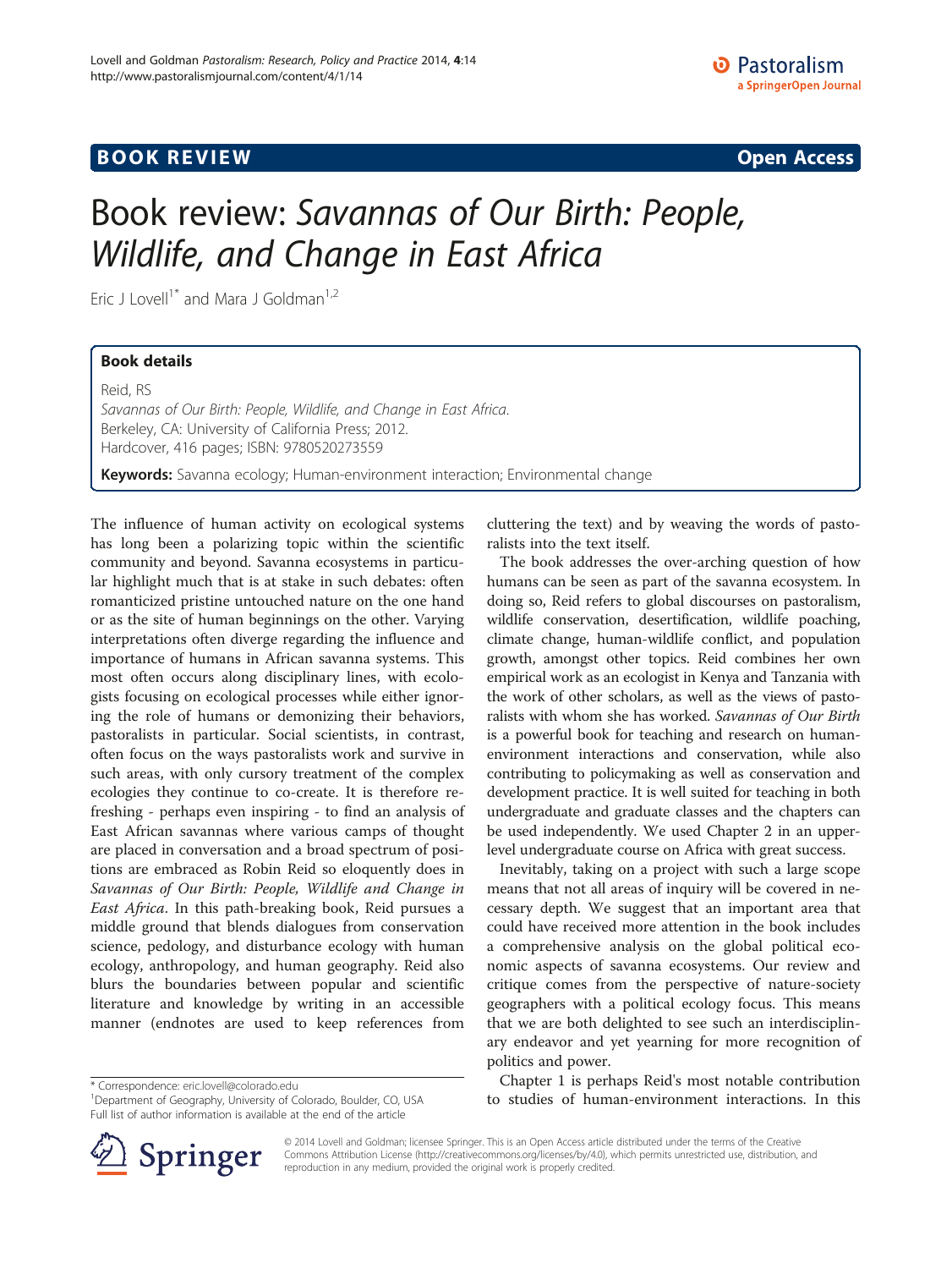**BOOK REVIEW** **Open Access**

# Book review: *Savannas of Our Birth: People, Wildlife, and Change in East Africa*

Eric J Lovell[1*] and Mara J Goldman[1,2]

## Book details

Reid, RS
*Savannas of Our Birth: People, Wildlife, and Change in East Africa.*
Berkeley, CA: University of California Press; 2012.
Hardcover, 416 pages; ISBN: 9780520273559

**Keywords:** Savanna ecology; Human-environment interaction; Environmental change

The influence of human activity on ecological systems has long been a polarizing topic within the scientific community and beyond. Savanna ecosystems in particular highlight much that is at stake in such debates: often romanticized pristine untouched nature on the one hand or as the site of human beginnings on the other. Varying interpretations often diverge regarding the influence and importance of humans in African savanna systems. This most often occurs along disciplinary lines, with ecologists focusing on ecological processes while either ignoring the role of humans or demonizing their behaviors, pastoralists in particular. Social scientists, in contrast, often focus on the ways pastoralists work and survive in such areas, with only cursory treatment of the complex ecologies they continue to co-create. It is therefore refreshing - perhaps even inspiring - to find an analysis of East African savannas where various camps of thought are placed in conversation and a broad spectrum of positions are embraced as Robin Reid so eloquently does in *Savannas of Our Birth: People, Wildlife and Change in East Africa*. In this path-breaking book, Reid pursues a middle ground that blends dialogues from conservation science, pedology, and disturbance ecology with human ecology, anthropology, and human geography. Reid also blurs the boundaries between popular and scientific literature and knowledge by writing in an accessible manner (endnotes are used to keep references from cluttering the text) and by weaving the words of pastoralists into the text itself.

The book addresses the over-arching question of how humans can be seen as part of the savanna ecosystem. In doing so, Reid refers to global discourses on pastoralism, wildlife conservation, desertification, wildlife poaching, climate change, human-wildlife conflict, and population growth, amongst other topics. Reid combines her own empirical work as an ecologist in Kenya and Tanzania with the work of other scholars, as well as the views of pastoralists with whom she has worked. *Savannas of Our Birth* is a powerful book for teaching and research on human-environment interactions and conservation, while also contributing to policymaking as well as conservation and development practice. It is well suited for teaching in both undergraduate and graduate classes and the chapters can be used independently. We used Chapter 2 in an upper-level undergraduate course on Africa with great success.

Inevitably, taking on a project with such a large scope means that not all areas of inquiry will be covered in necessary depth. We suggest that an important area that could have received more attention in the book includes a comprehensive analysis on the global political economic aspects of savanna ecosystems. Our review and critique comes from the perspective of nature-society geographers with a political ecology focus. This means that we are both delighted to see such an interdisciplinary endeavor and yet yearning for more recognition of politics and power.

Chapter 1 is perhaps Reid's most notable contribution to studies of human-environment interactions. In this

\* Correspondence: eric.lovell@colorado.edu
[1]Department of Geography, University of Colorado, Boulder, CO, USA
Full list of author information is available at the end of the article

© 2014 Lovell and Goldman; licensee Springer. This is an Open Access article distributed under the terms of the Creative Commons Attribution License (http://creativecommons.org/licenses/by/4.0), which permits unrestricted use, distribution, and reproduction in any medium, provided the original work is properly credited.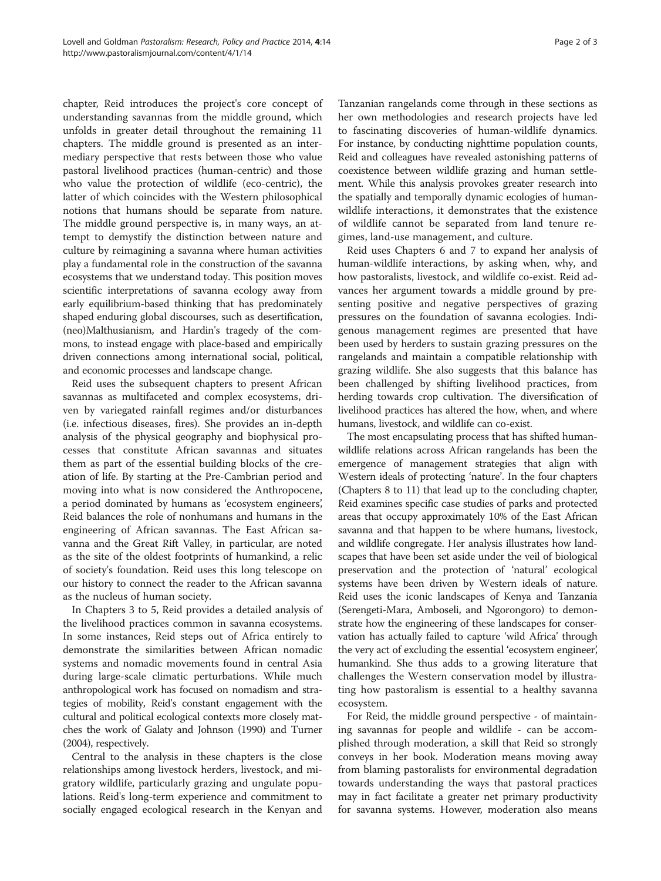chapter, Reid introduces the project's core concept of understanding savannas from the middle ground, which unfolds in greater detail throughout the remaining 11 chapters. The middle ground is presented as an intermediary perspective that rests between those who value pastoral livelihood practices (human-centric) and those who value the protection of wildlife (eco-centric), the latter of which coincides with the Western philosophical notions that humans should be separate from nature. The middle ground perspective is, in many ways, an attempt to demystify the distinction between nature and culture by reimagining a savanna where human activities play a fundamental role in the construction of the savanna ecosystems that we understand today. This position moves scientific interpretations of savanna ecology away from early equilibrium-based thinking that has predominately shaped enduring global discourses, such as desertification, (neo)Malthusianism, and Hardin's tragedy of the commons, to instead engage with place-based and empirically driven connections among international social, political, and economic processes and landscape change.

Reid uses the subsequent chapters to present African savannas as multifaceted and complex ecosystems, driven by variegated rainfall regimes and/or disturbances (i.e. infectious diseases, fires). She provides an in-depth analysis of the physical geography and biophysical processes that constitute African savannas and situates them as part of the essential building blocks of the creation of life. By starting at the Pre-Cambrian period and moving into what is now considered the Anthropocene, a period dominated by humans as 'ecosystem engineers', Reid balances the role of nonhumans and humans in the engineering of African savannas. The East African savanna and the Great Rift Valley, in particular, are noted as the site of the oldest footprints of humankind, a relic of society's foundation. Reid uses this long telescope on our history to connect the reader to the African savanna as the nucleus of human society.

In Chapters 3 to 5, Reid provides a detailed analysis of the livelihood practices common in savanna ecosystems. In some instances, Reid steps out of Africa entirely to demonstrate the similarities between African nomadic systems and nomadic movements found in central Asia during large-scale climatic perturbations. While much anthropological work has focused on nomadism and strategies of mobility, Reid's constant engagement with the cultural and political ecological contexts more closely matches the work of Galaty and Johnson (1990) and Turner (2004), respectively.

Central to the analysis in these chapters is the close relationships among livestock herders, livestock, and migratory wildlife, particularly grazing and ungulate populations. Reid's long-term experience and commitment to socially engaged ecological research in the Kenyan and Tanzanian rangelands come through in these sections as her own methodologies and research projects have led to fascinating discoveries of human-wildlife dynamics. For instance, by conducting nighttime population counts, Reid and colleagues have revealed astonishing patterns of coexistence between wildlife grazing and human settlement. While this analysis provokes greater research into the spatially and temporally dynamic ecologies of human-wildlife interactions, it demonstrates that the existence of wildlife cannot be separated from land tenure regimes, land-use management, and culture.

Reid uses Chapters 6 and 7 to expand her analysis of human-wildlife interactions, by asking when, why, and how pastoralists, livestock, and wildlife co-exist. Reid advances her argument towards a middle ground by presenting positive and negative perspectives of grazing pressures on the foundation of savanna ecologies. Indigenous management regimes are presented that have been used by herders to sustain grazing pressures on the rangelands and maintain a compatible relationship with grazing wildlife. She also suggests that this balance has been challenged by shifting livelihood practices, from herding towards crop cultivation. The diversification of livelihood practices has altered the how, when, and where humans, livestock, and wildlife can co-exist.

The most encapsulating process that has shifted human-wildlife relations across African rangelands has been the emergence of management strategies that align with Western ideals of protecting 'nature'. In the four chapters (Chapters 8 to 11) that lead up to the concluding chapter, Reid examines specific case studies of parks and protected areas that occupy approximately 10% of the East African savanna and that happen to be where humans, livestock, and wildlife congregate. Her analysis illustrates how landscapes that have been set aside under the veil of biological preservation and the protection of 'natural' ecological systems have been driven by Western ideals of nature. Reid uses the iconic landscapes of Kenya and Tanzania (Serengeti-Mara, Amboseli, and Ngorongoro) to demonstrate how the engineering of these landscapes for conservation has actually failed to capture 'wild Africa' through the very act of excluding the essential 'ecosystem engineer', humankind. She thus adds to a growing literature that challenges the Western conservation model by illustrating how pastoralism is essential to a healthy savanna ecosystem.

For Reid, the middle ground perspective - of maintaining savannas for people and wildlife - can be accomplished through moderation, a skill that Reid so strongly conveys in her book. Moderation means moving away from blaming pastoralists for environmental degradation towards understanding the ways that pastoral practices may in fact facilitate a greater net primary productivity for savanna systems. However, moderation also means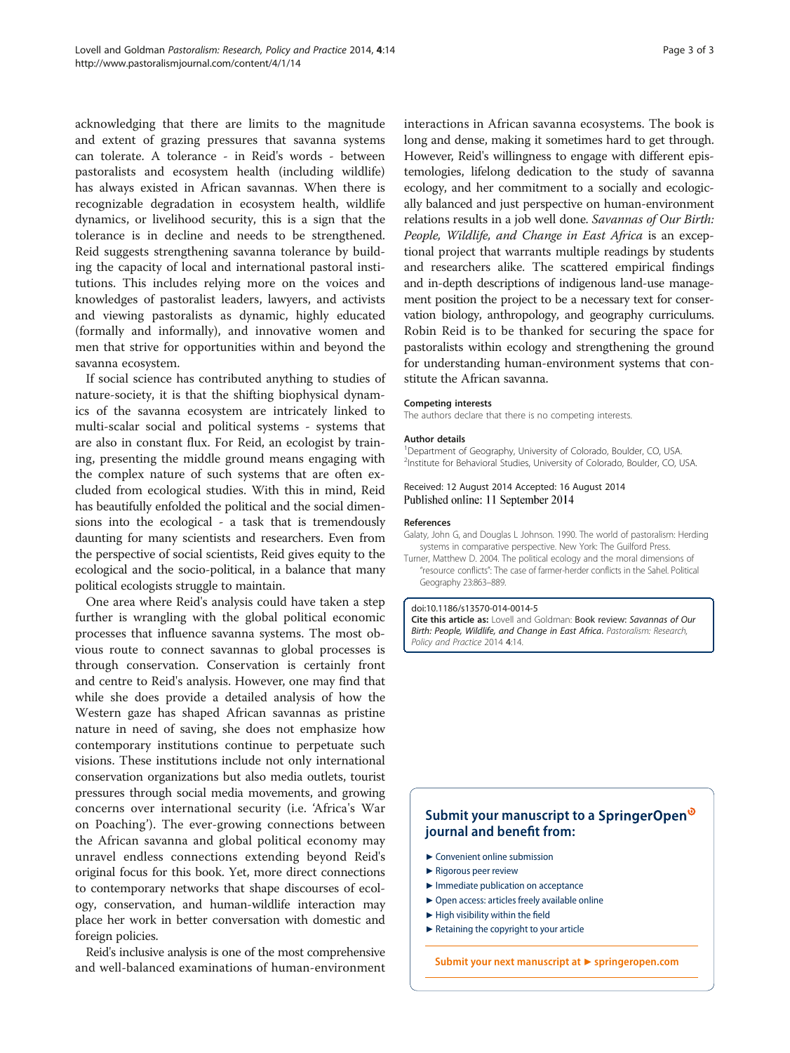acknowledging that there are limits to the magnitude and extent of grazing pressures that savanna systems can tolerate. A tolerance - in Reid's words - between pastoralists and ecosystem health (including wildlife) has always existed in African savannas. When there is recognizable degradation in ecosystem health, wildlife dynamics, or livelihood security, this is a sign that the tolerance is in decline and needs to be strengthened. Reid suggests strengthening savanna tolerance by building the capacity of local and international pastoral institutions. This includes relying more on the voices and knowledges of pastoralist leaders, lawyers, and activists and viewing pastoralists as dynamic, highly educated (formally and informally), and innovative women and men that strive for opportunities within and beyond the savanna ecosystem.

If social science has contributed anything to studies of nature-society, it is that the shifting biophysical dynamics of the savanna ecosystem are intricately linked to multi-scalar social and political systems - systems that are also in constant flux. For Reid, an ecologist by training, presenting the middle ground means engaging with the complex nature of such systems that are often excluded from ecological studies. With this in mind, Reid has beautifully enfolded the political and the social dimensions into the ecological - a task that is tremendously daunting for many scientists and researchers. Even from the perspective of social scientists, Reid gives equity to the ecological and the socio-political, in a balance that many political ecologists struggle to maintain.

One area where Reid's analysis could have taken a step further is wrangling with the global political economic processes that influence savanna systems. The most obvious route to connect savannas to global processes is through conservation. Conservation is certainly front and centre to Reid's analysis. However, one may find that while she does provide a detailed analysis of how the Western gaze has shaped African savannas as pristine nature in need of saving, she does not emphasize how contemporary institutions continue to perpetuate such visions. These institutions include not only international conservation organizations but also media outlets, tourist pressures through social media movements, and growing concerns over international security (i.e. 'Africa's War on Poaching'). The ever-growing connections between the African savanna and global political economy may unravel endless connections extending beyond Reid's original focus for this book. Yet, more direct connections to contemporary networks that shape discourses of ecology, conservation, and human-wildlife interaction may place her work in better conversation with domestic and foreign policies.

Reid's inclusive analysis is one of the most comprehensive and well-balanced examinations of human-environment interactions in African savanna ecosystems. The book is long and dense, making it sometimes hard to get through. However, Reid's willingness to engage with different epistemologies, lifelong dedication to the study of savanna ecology, and her commitment to a socially and ecologically balanced and just perspective on human-environment relations results in a job well done. *Savannas of Our Birth: People, Wildlife, and Change in East Africa* is an exceptional project that warrants multiple readings by students and researchers alike. The scattered empirical findings and in-depth descriptions of indigenous land-use management position the project to be a necessary text for conservation biology, anthropology, and geography curriculums. Robin Reid is to be thanked for securing the space for pastoralists within ecology and strengthening the ground for understanding human-environment systems that constitute the African savanna.

#### Competing interests

The authors declare that there is no competing interests.

#### Author details

[1]Department of Geography, University of Colorado, Boulder, CO, USA.
[2]Institute for Behavioral Studies, University of Colorado, Boulder, CO, USA.

Received: 12 August 2014 Accepted: 16 August 2014
Published online: 11 September 2014

#### References

Galaty, John G, and Douglas L Johnson. 1990. The world of pastoralism: Herding systems in comparative perspective. New York: The Guilford Press.

Turner, Matthew D. 2004. The political ecology and the moral dimensions of "resource conflicts": The case of farmer-herder conflicts in the Sahel. Political Geography 23:863–889.

doi:10.1186/s13570-014-0014-5
**Cite this article as:** Lovell and Goldman: Book review: *Savannas of Our Birth: People, Wildlife, and Change in East Africa*. *Pastoralism: Research, Policy and Practice* 2014 **4**:14.

**Submit your manuscript to a SpringerOpen journal and benefit from:**

- ► Convenient online submission
- ► Rigorous peer review
- ► Immediate publication on acceptance
- ► Open access: articles freely available online
- ► High visibility within the field
- ► Retaining the copyright to your article

**Submit your next manuscript at ► springeropen.com**